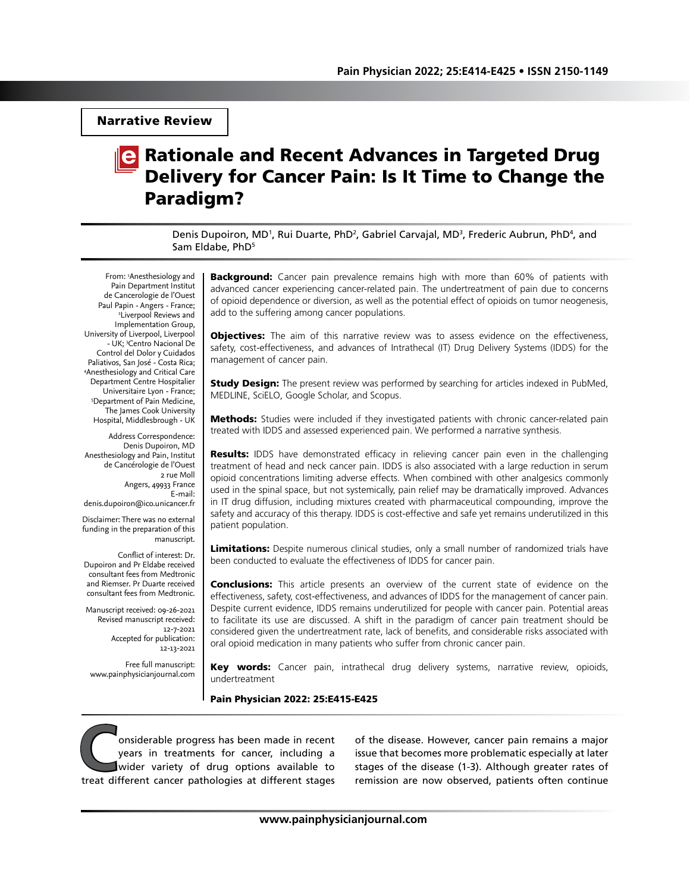Narrative Review

# Rationale and Recent Advances in Targeted Drug Delivery for Cancer Pain: Is It Time to Change the Paradigm?

Denis Dupoiron, MD[1], Rui Duarte, PhD[2], Gabriel Carvajal, MD[3], Frederic Aubrun, PhD[4], and Sam Eldabe, PhD[5]

From: [1]Anesthesiology and Pain Department Institut de Cancerologie de l'Ouest Paul Papin - Angers - France; [2]Liverpool Reviews and Implementation Group, University of Liverpool, Liverpool - UK; [3]Centro Nacional De Control del Dolor y Cuidados Paliativos, San José - Costa Rica; [4]Anesthesiology and Critical Care Department Centre Hospitalier Universitaire Lyon - France; [5]Department of Pain Medicine, The James Cook University Hospital, Middlesbrough - UK

Address Correspondence: Denis Dupoiron, MD Anesthesiology and Pain, Institut de Cancérologie de l'Ouest 2 rue Moll Angers, 49933 France E-mail: denis.dupoiron@ico.unicancer.fr

Disclaimer: There was no external funding in the preparation of this manuscript.

Conflict of interest: Dr. Dupoiron and Pr Eldabe received consultant fees from Medtronic and Riemser. Pr Duarte received consultant fees from Medtronic.

Manuscript received: 09-26-2021
Revised manuscript received: 12-7-2021
Accepted for publication: 12-13-2021

Free full manuscript: www.painphysicianjournal.com

**Background:** Cancer pain prevalence remains high with more than 60% of patients with advanced cancer experiencing cancer-related pain. The undertreatment of pain due to concerns of opioid dependence or diversion, as well as the potential effect of opioids on tumor neogenesis, add to the suffering among cancer populations.

**Objectives:** The aim of this narrative review was to assess evidence on the effectiveness, safety, cost-effectiveness, and advances of Intrathecal (IT) Drug Delivery Systems (IDDS) for the management of cancer pain.

**Study Design:** The present review was performed by searching for articles indexed in PubMed, MEDLINE, SciELO, Google Scholar, and Scopus.

**Methods:** Studies were included if they investigated patients with chronic cancer-related pain treated with IDDS and assessed experienced pain. We performed a narrative synthesis.

**Results:** IDDS have demonstrated efficacy in relieving cancer pain even in the challenging treatment of head and neck cancer pain. IDDS is also associated with a large reduction in serum opioid concentrations limiting adverse effects. When combined with other analgesics commonly used in the spinal space, but not systemically, pain relief may be dramatically improved. Advances in IT drug diffusion, including mixtures created with pharmaceutical compounding, improve the safety and accuracy of this therapy. IDDS is cost-effective and safe yet remains underutilized in this patient population.

**Limitations:** Despite numerous clinical studies, only a small number of randomized trials have been conducted to evaluate the effectiveness of IDDS for cancer pain.

**Conclusions:** This article presents an overview of the current state of evidence on the effectiveness, safety, cost-effectiveness, and advances of IDDS for the management of cancer pain. Despite current evidence, IDDS remains underutilized for people with cancer pain. Potential areas to facilitate its use are discussed. A shift in the paradigm of cancer pain treatment should be considered given the undertreatment rate, lack of benefits, and considerable risks associated with oral opioid medication in many patients who suffer from chronic cancer pain.

**Key words:** Cancer pain, intrathecal drug delivery systems, narrative review, opioids, undertreatment

**Pain Physician 2022: 25:E415-E425**

Considerable progress has been made in recent years in treatments for cancer, including a wider variety of drug options available to treat different cancer pathologies at different stages of the disease. However, cancer pain remains a major issue that becomes more problematic especially at later stages of the disease (1-3). Although greater rates of remission are now observed, patients often continue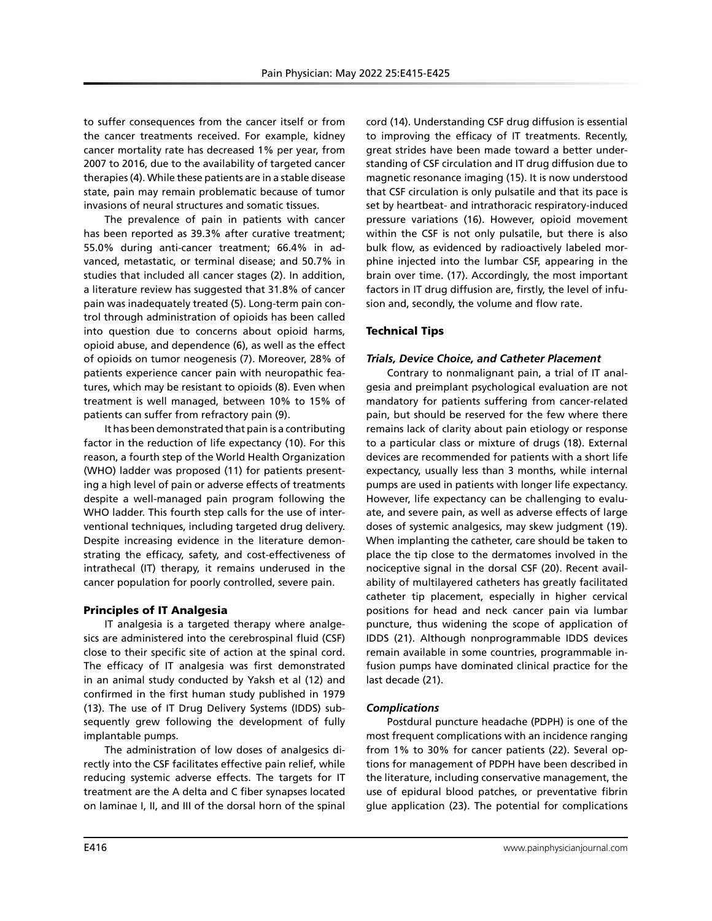to suffer consequences from the cancer itself or from the cancer treatments received. For example, kidney cancer mortality rate has decreased 1% per year, from 2007 to 2016, due to the availability of targeted cancer therapies (4). While these patients are in a stable disease state, pain may remain problematic because of tumor invasions of neural structures and somatic tissues.

The prevalence of pain in patients with cancer has been reported as 39.3% after curative treatment; 55.0% during anti-cancer treatment; 66.4% in advanced, metastatic, or terminal disease; and 50.7% in studies that included all cancer stages (2). In addition, a literature review has suggested that 31.8% of cancer pain was inadequately treated (5). Long-term pain control through administration of opioids has been called into question due to concerns about opioid harms, opioid abuse, and dependence (6), as well as the effect of opioids on tumor neogenesis (7). Moreover, 28% of patients experience cancer pain with neuropathic features, which may be resistant to opioids (8). Even when treatment is well managed, between 10% to 15% of patients can suffer from refractory pain (9).

It has been demonstrated that pain is a contributing factor in the reduction of life expectancy (10). For this reason, a fourth step of the World Health Organization (WHO) ladder was proposed (11) for patients presenting a high level of pain or adverse effects of treatments despite a well-managed pain program following the WHO ladder. This fourth step calls for the use of interventional techniques, including targeted drug delivery. Despite increasing evidence in the literature demonstrating the efficacy, safety, and cost-effectiveness of intrathecal (IT) therapy, it remains underused in the cancer population for poorly controlled, severe pain.

## Principles of IT Analgesia

IT analgesia is a targeted therapy where analgesics are administered into the cerebrospinal fluid (CSF) close to their specific site of action at the spinal cord. The efficacy of IT analgesia was first demonstrated in an animal study conducted by Yaksh et al (12) and confirmed in the first human study published in 1979 (13). The use of IT Drug Delivery Systems (IDDS) subsequently grew following the development of fully implantable pumps.

The administration of low doses of analgesics directly into the CSF facilitates effective pain relief, while reducing systemic adverse effects. The targets for IT treatment are the A delta and C fiber synapses located on laminae I, II, and III of the dorsal horn of the spinal cord (14). Understanding CSF drug diffusion is essential to improving the efficacy of IT treatments. Recently, great strides have been made toward a better understanding of CSF circulation and IT drug diffusion due to magnetic resonance imaging (15). It is now understood that CSF circulation is only pulsatile and that its pace is set by heartbeat- and intrathoracic respiratory-induced pressure variations (16). However, opioid movement within the CSF is not only pulsatile, but there is also bulk flow, as evidenced by radioactively labeled morphine injected into the lumbar CSF, appearing in the brain over time. (17). Accordingly, the most important factors in IT drug diffusion are, firstly, the level of infusion and, secondly, the volume and flow rate.

## Technical Tips

### *Trials, Device Choice, and Catheter Placement*

Contrary to nonmalignant pain, a trial of IT analgesia and preimplant psychological evaluation are not mandatory for patients suffering from cancer-related pain, but should be reserved for the few where there remains lack of clarity about pain etiology or response to a particular class or mixture of drugs (18). External devices are recommended for patients with a short life expectancy, usually less than 3 months, while internal pumps are used in patients with longer life expectancy. However, life expectancy can be challenging to evaluate, and severe pain, as well as adverse effects of large doses of systemic analgesics, may skew judgment (19). When implanting the catheter, care should be taken to place the tip close to the dermatomes involved in the nociceptive signal in the dorsal CSF (20). Recent availability of multilayered catheters has greatly facilitated catheter tip placement, especially in higher cervical positions for head and neck cancer pain via lumbar puncture, thus widening the scope of application of IDDS (21). Although nonprogrammable IDDS devices remain available in some countries, programmable infusion pumps have dominated clinical practice for the last decade (21).

### *Complications*

Postdural puncture headache (PDPH) is one of the most frequent complications with an incidence ranging from 1% to 30% for cancer patients (22). Several options for management of PDPH have been described in the literature, including conservative management, the use of epidural blood patches, or preventative fibrin glue application (23). The potential for complications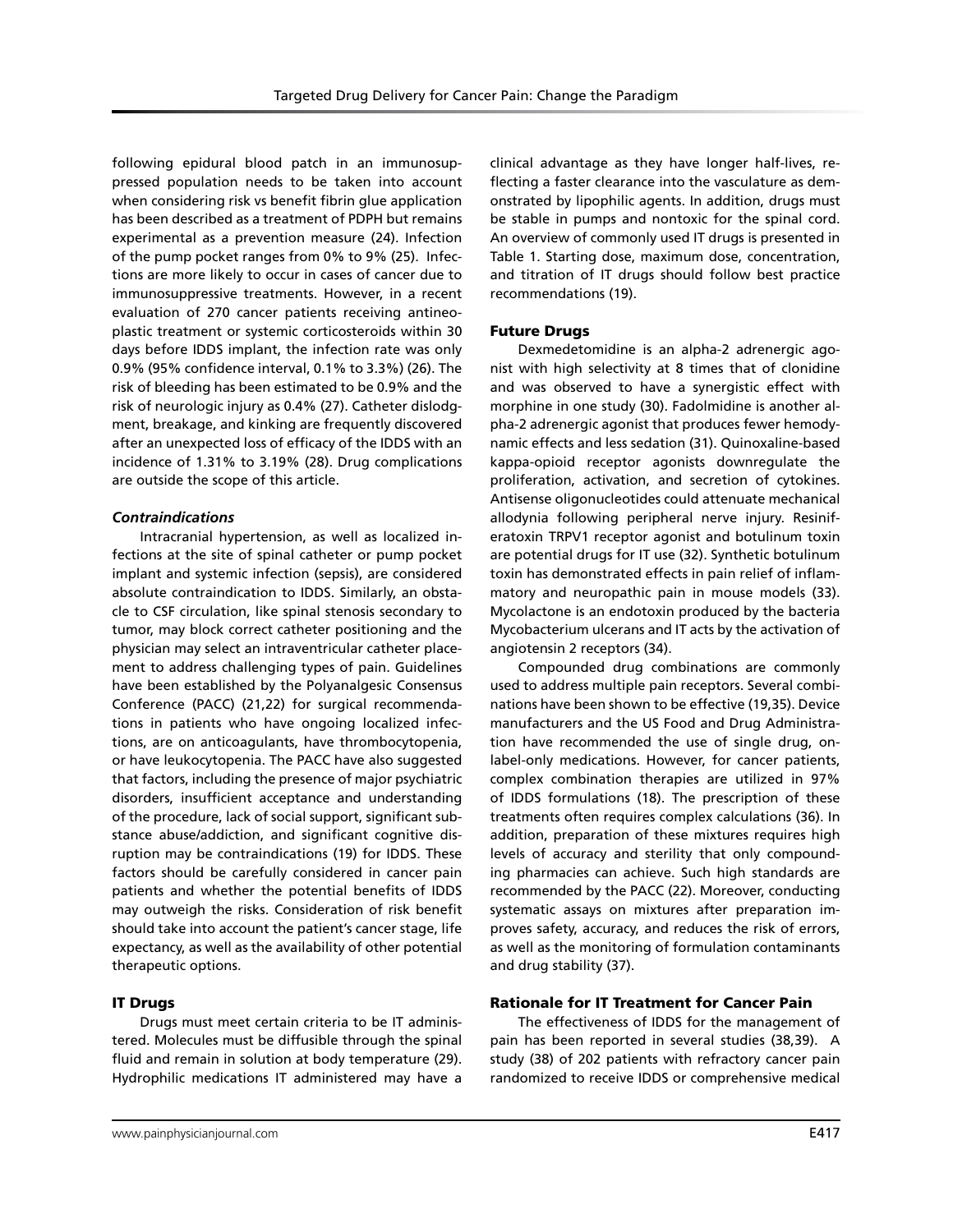following epidural blood patch in an immunosuppressed population needs to be taken into account when considering risk vs benefit fibrin glue application has been described as a treatment of PDPH but remains experimental as a prevention measure (24). Infection of the pump pocket ranges from 0% to 9% (25). Infections are more likely to occur in cases of cancer due to immunosuppressive treatments. However, in a recent evaluation of 270 cancer patients receiving antineoplastic treatment or systemic corticosteroids within 30 days before IDDS implant, the infection rate was only 0.9% (95% confidence interval, 0.1% to 3.3%) (26). The risk of bleeding has been estimated to be 0.9% and the risk of neurologic injury as 0.4% (27). Catheter dislodgment, breakage, and kinking are frequently discovered after an unexpected loss of efficacy of the IDDS with an incidence of 1.31% to 3.19% (28). Drug complications are outside the scope of this article.

### *Contraindications*

Intracranial hypertension, as well as localized infections at the site of spinal catheter or pump pocket implant and systemic infection (sepsis), are considered absolute contraindication to IDDS. Similarly, an obstacle to CSF circulation, like spinal stenosis secondary to tumor, may block correct catheter positioning and the physician may select an intraventricular catheter placement to address challenging types of pain. Guidelines have been established by the Polyanalgesic Consensus Conference (PACC) (21,22) for surgical recommendations in patients who have ongoing localized infections, are on anticoagulants, have thrombocytopenia, or have leukocytopenia. The PACC have also suggested that factors, including the presence of major psychiatric disorders, insufficient acceptance and understanding of the procedure, lack of social support, significant substance abuse/addiction, and significant cognitive disruption may be contraindications (19) for IDDS. These factors should be carefully considered in cancer pain patients and whether the potential benefits of IDDS may outweigh the risks. Consideration of risk benefit should take into account the patient's cancer stage, life expectancy, as well as the availability of other potential therapeutic options.

## IT Drugs

Drugs must meet certain criteria to be IT administered. Molecules must be diffusible through the spinal fluid and remain in solution at body temperature (29). Hydrophilic medications IT administered may have a clinical advantage as they have longer half-lives, reflecting a faster clearance into the vasculature as demonstrated by lipophilic agents. In addition, drugs must be stable in pumps and nontoxic for the spinal cord. An overview of commonly used IT drugs is presented in Table 1. Starting dose, maximum dose, concentration, and titration of IT drugs should follow best practice recommendations (19).

## Future Drugs

Dexmedetomidine is an alpha-2 adrenergic agonist with high selectivity at 8 times that of clonidine and was observed to have a synergistic effect with morphine in one study (30). Fadolmidine is another alpha-2 adrenergic agonist that produces fewer hemodynamic effects and less sedation (31). Quinoxaline-based kappa-opioid receptor agonists downregulate the proliferation, activation, and secretion of cytokines. Antisense oligonucleotides could attenuate mechanical allodynia following peripheral nerve injury. Resiniferatoxin TRPV1 receptor agonist and botulinum toxin are potential drugs for IT use (32). Synthetic botulinum toxin has demonstrated effects in pain relief of inflammatory and neuropathic pain in mouse models (33). Mycolactone is an endotoxin produced by the bacteria Mycobacterium ulcerans and IT acts by the activation of angiotensin 2 receptors (34).

Compounded drug combinations are commonly used to address multiple pain receptors. Several combinations have been shown to be effective (19,35). Device manufacturers and the US Food and Drug Administration have recommended the use of single drug, on-label-only medications. However, for cancer patients, complex combination therapies are utilized in 97% of IDDS formulations (18). The prescription of these treatments often requires complex calculations (36). In addition, preparation of these mixtures requires high levels of accuracy and sterility that only compounding pharmacies can achieve. Such high standards are recommended by the PACC (22). Moreover, conducting systematic assays on mixtures after preparation improves safety, accuracy, and reduces the risk of errors, as well as the monitoring of formulation contaminants and drug stability (37).

## Rationale for IT Treatment for Cancer Pain

The effectiveness of IDDS for the management of pain has been reported in several studies (38,39). A study (38) of 202 patients with refractory cancer pain randomized to receive IDDS or comprehensive medical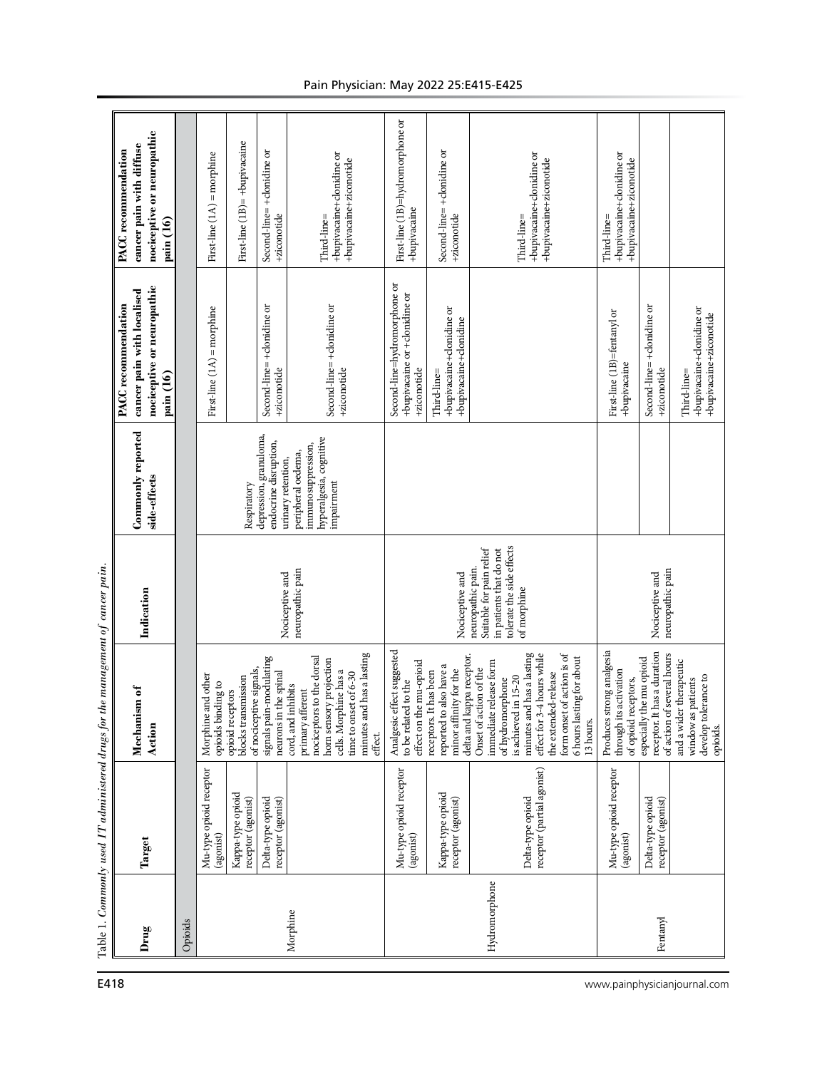Table 1. *Commonly used IT administered drugs for the management of cancer pain.*

| Drug | Target | Mechanism of Action | Indication | Commonly reported side-effects | PACC recommendation cancer pain with localised nociceptive or neuropathic pain (16) | PACC recommendation cancer pain with diffuse nociceptive or neuropathic pain (16) |
|---|---|---|---|---|---|---|
| Opioids | | | | | | |
| Morphine | Mu-type opioid receptor (agonist) | Morphine and other opioids binding to opioid receptors blocks transmission of nociceptive signals, signals pain-modulating neurons in the spinal cord, and inhibits primary afferent nociceptors to the dorsal horn sensory projection cells. Morphine has a time to onset of 6-30 minutes and has a lasting effect. | Nociceptive and neuropathic pain | Respiratory depression, granuloma, endocrine disruption, urinary retention, peripheral oedema, immunosuppression, hyperalgesia, cognitive impairment | First-line (1A) = morphine | First-line (1A) = morphine |
| | Kappa-type opioid receptor (agonist) | | | | | First-line (1B)= +bupivacaine |
| | Delta-type opioid receptor (agonist) | | | | Second-line= +clonidine or +ziconotide | Second-line= +clonidine or +ziconotide |
| | | | | | Second-line= +clonidine or +ziconotide | Third-line= +bupivacaine+clonidine or +bupivacaine+ziconotide |
| Hydromorphone | Mu-type opioid receptor (agonist) | Analgesic effect suggested to be related to the effect on the mu-opioid receptors. It has been reported to also have a minor affinity for the delta and kappa receptor. Onset of action of the immediate release form of hydromorphone is achieved in 15-20 minutes and has a lasting effect for 3-4 hours while the extended-release form onset of action is of 6 hours lasting for about 13 hours. | Nociceptive and neuropathic pain. Suitable for pain relief in patients that do not tolerate the side effects of morphine | | Second-line=hydromorphone or +bupivacaine or +clonidine or +ziconotide | First-line (1B)=hydromorphone or +bupivacaine |
| | Kappa-type opioid receptor (agonist) | | | | Third-line= +bupivacaine+clonidine or +bupivacaine+clonidine | Second-line= +clonidine or +ziconotide |
| | Delta-type opioid receptor (partial agonist) | | | | | Third-line= +bupivacaine+clonidine or +bupivacaine+ziconotide |
| Fentanyl | Mu-type opioid receptor (agonist) | Produces strong analgesia through its activation of opioid receptors, especially the mu opioid receptor. It has a duration of action of several hours and a wider therapeutic window as patients develop tolerance to opioids. | Nociceptive and neuropathic pain | | First-line (1B)=fentanyl or +bupivacaine | Third-line= +bupivacaine+clonidine or +bupivacaine+ziconotide |
| | Delta-type opioid receptor (agonist) | | | | Second-line= +clonidine or +ziconotide | |
| | | | | | Third-line= +bupivacaine+clonidine or +bupivacaine+ziconotide | |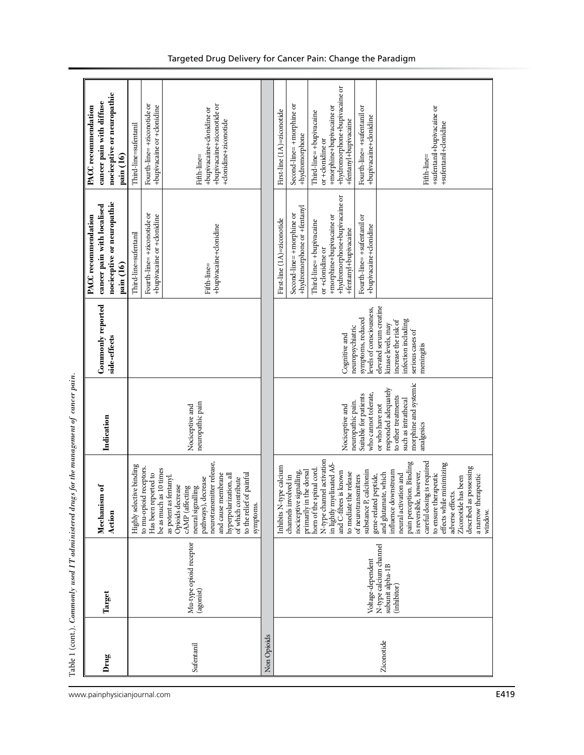Table 1 (cont.). *Commonly used IT administered drugs for the management of cancer pain.*

| Drug | Target | Mechanism of Action | Indication | Commonly reported side-effects | PACC recommendation cancer pain with localised nociceptive or neuropathic pain (16) | PACC recommendation cancer pain with diffuse nociceptive or neuropathic pain (16) |
|---|---|---|---|---|---|---|
| Sufentanil | Mu-type opioid receptor (agonist) | Highly selective binding to mu-opioid receptors. Has been reported to be as much as 10 times as potent as fentanyl. Opioids decrease cAMP (affecting neural signalling pathways), decrease neurotransmitter release, and cause membrane hyperpolarization, all of which contribute to the relief of painful symptoms. | Nociceptive and neuropathic pain | | Third-line=sufentanil<br>Fourth-line= +ziconotide or +bupivacaine or +clonidine<br>Fifth-line= +bupivacaine+clonidine | Third-line=sufentanil<br>Fourth-line= +ziconotide or +bupivacaine or +clonidine<br>Fifth-line= +bupivacaine+clonidine or +bupivacaine+ziconotide or +clonidine+ziconotide |
| Non Opioids | | | | | | |
| Ziconotide | Voltage-dependent N-type calcium channel subunit alpha-1B (inhibitor) | Inhibits N-type calcium channels involved in nociceptive signalling, primarily in the dorsal horn of the spinal cord. N-type channel activation in lightly myelinated Aδ- and C-fibres is known to mediate the release of neurotransmitters substance P, calcitonin gene-related peptide, and glutamate, which influence downstream neural activation and pain perception. Binding is reversible, however, careful dosing is required to ensure therapeutic effects while minimizing adverse effects. Ziconotide has been described as possessing a narrow therapeutic window. | Nociceptive and neuropathic pain. Suitable for patients who cannot tolerate, or who have not responded adequately to other treatments such as intrathecal morphine and systemic analgesics | Cognitive and neuropsychiatric symptoms, reduced levels of consciousness, elevated serum creatine kinase levels, may increase the risk of infection including serious cases of meningitis | First-line (1A)=ziconotide<br>Second-line= +morphine or +hydromorphone or +fentanyl<br>Third-line= +bupivacaine or +clonidine or +morphine+bupivacaine or +hydromorphone+bupivacaine or +fentanyl+bupivacaine<br>Fourth-line= +sufentanil or +bupivacaine+clonidine | First-line (1A)=ziconotide<br>Second-line= +morphine or +hydromorphone<br>Third-line= +bupivacaine or +clonidine or +morphine+bupivacaine or +hydromorphone+bupivacaine or +fentanyl+bupivacaine<br>Fourth-line= +sufentanil or +bupivacaine+clonidine<br>Fifth-line= +sufentanil+bupivacaine or +sufentanil+clonidine |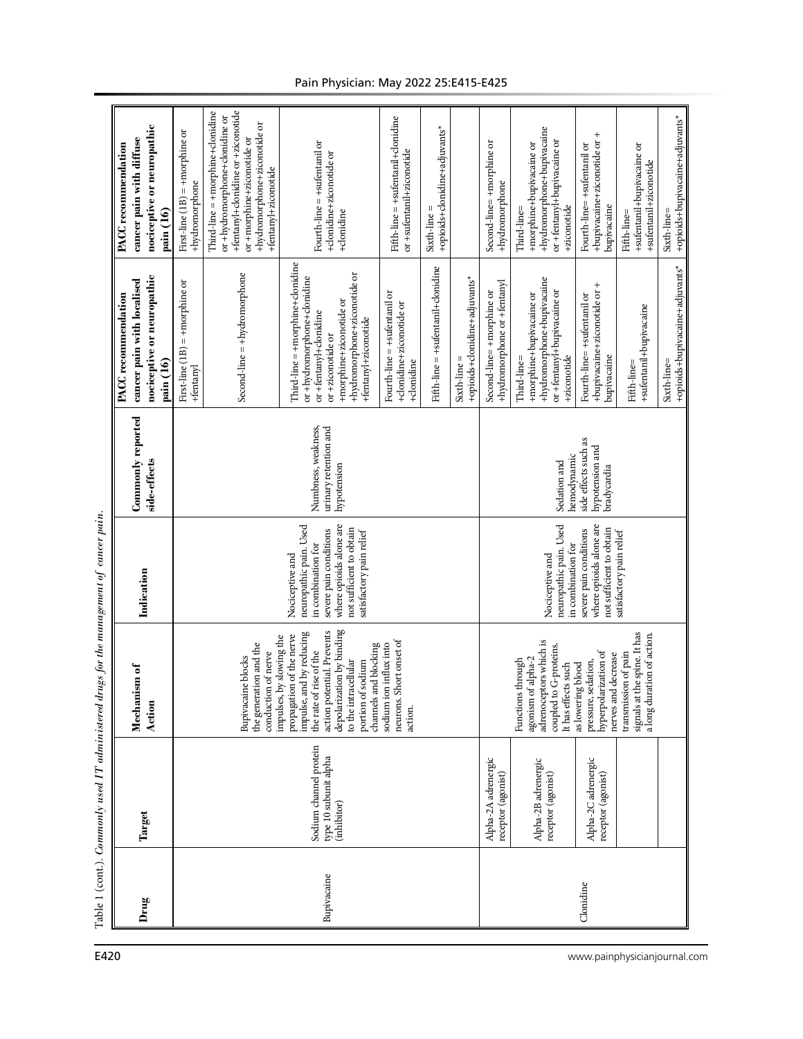Table 1 (cont.). *Commonly used IT administered drugs for the management of cancer pain.*

| Drug | Target | Mechanism of Action | Indication | Commonly reported side-effects | PACC recommendation cancer pain with localised nociceptive or neuropathic pain (16) | PACC recommendation cancer pain with diffuse nociceptive or neuropathic pain (16) |
|---|---|---|---|---|---|---|
| Bupivacaine | Sodium channel protein type 10 subunit alpha (inhibitor) | Bupivacaine blocks the generation and the conduction of nerve impulses, by slowing the propagation of the nerve impulse, and by reducing the rate of rise of the action potential. Prevents depolarization by binding to the intracellular portion of sodium channels and blocking sodium ion influx into neurons. Short onset of action. | Nociceptive and neuropathic pain. Used in combination for severe pain conditions where opioids alone are not sufficient to obtain satisfactory pain relief | Numbness, weakness, urinary retention and hypotension | First-line (1B) = +morphine or +fentanyl | First-line (1B) = +morphine or +hydromorphone |
| | | | | | Second-line = +hydromorphone | Third-line = +morphine+clonidine or +hydromorphone+clonidine or +fentanyl+clonidine or +ziconotide or +morphine+ziconotide or +hydromorphone+ziconotide or +fentanyl+ziconotide |
| | | | | | Third-line = +morphine+clonidine or +hydromorphone+clonidine or +fentanyl+clonidine or +ziconotide or +morphine+ziconotide or +hydromorphone+ziconotide or +fentanyl+ziconotide | Fourth-line = +sufentanil or +clonidine+ziconotide or +clonidine |
| | | | | | Fourth-line = +sufentanil or +clonidine+ziconotide or +clonidine | Fifth-line = +sufentanil+clonidine or +sufentanil+ziconotide |
| | | | | | Fifth-line = +sufentanil+clonidine | Sixth-line = +opioids+clonidine+adjuvants* |
| | | | | | Sixth-line = +opioids+clonidine+adjuvants* | |
| Clonidine | Alpha-2A adrenergic receptor (agonist) | Functions through agonism of alpha-2 adrenoceptors which is coupled to G-proteins. It has effects such as lowering blood pressure, sedation, hyperpolarization of nerves and decrease transmission of pain signals at the spine. It has a long duration of action. | Nociceptive and neuropathic pain. Used in combination for severe pain conditions where opioids alone are not sufficient to obtain satisfactory pain relief | Sedation and hemodynamic side effects such as hypotension and bradycardia | Second-line= +morphine or +hydromorphone or +fentanyl | Second-line= +morphine or +hydromorphone |
| | Alpha-2B adrenergic receptor (agonist) | | | | Third-line= +morphine+bupivacaine or +hydromorphone+bupivacaine or +fentanyl+bupivacaine or +ziconotide | Third-line= +morphine+bupivacaine or +hydromorphone+bupivacaine or +fentanyl+bupivacaine or +ziconotide |
| | Alpha-2C adrenergic receptor (agonist) | | | | Fourth-line= +sufentanil or +bupivacaine+ziconotide or + bupivacaine | Fourth-line= +sufentanil or +bupivacaine+ziconotide or + bupivacaine |
| | | | | | Fifth-line= +sufentanil+bupivacaine | Fifth-line= +sufentanil+bupivacaine or +sufentanil+ziconotide |
| | | | | | Sixth-line= +opioids+bupivacaine+adjuvants* | Sixth-line= +opioids+bupivacaine+adjuvants* |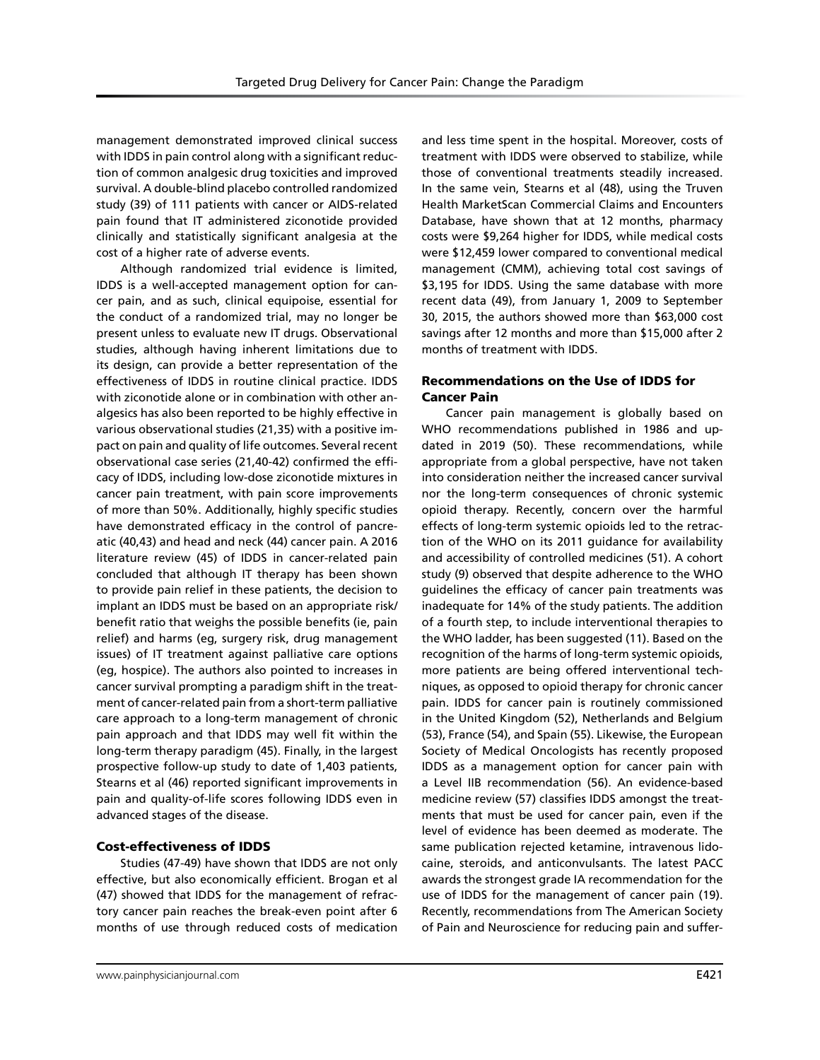management demonstrated improved clinical success with IDDS in pain control along with a significant reduction of common analgesic drug toxicities and improved survival. A double-blind placebo controlled randomized study (39) of 111 patients with cancer or AIDS-related pain found that IT administered ziconotide provided clinically and statistically significant analgesia at the cost of a higher rate of adverse events.

Although randomized trial evidence is limited, IDDS is a well-accepted management option for cancer pain, and as such, clinical equipoise, essential for the conduct of a randomized trial, may no longer be present unless to evaluate new IT drugs. Observational studies, although having inherent limitations due to its design, can provide a better representation of the effectiveness of IDDS in routine clinical practice. IDDS with ziconotide alone or in combination with other analgesics has also been reported to be highly effective in various observational studies (21,35) with a positive impact on pain and quality of life outcomes. Several recent observational case series (21,40-42) confirmed the efficacy of IDDS, including low-dose ziconotide mixtures in cancer pain treatment, with pain score improvements of more than 50%. Additionally, highly specific studies have demonstrated efficacy in the control of pancreatic (40,43) and head and neck (44) cancer pain. A 2016 literature review (45) of IDDS in cancer-related pain concluded that although IT therapy has been shown to provide pain relief in these patients, the decision to implant an IDDS must be based on an appropriate risk/benefit ratio that weighs the possible benefits (ie, pain relief) and harms (eg, surgery risk, drug management issues) of IT treatment against palliative care options (eg, hospice). The authors also pointed to increases in cancer survival prompting a paradigm shift in the treatment of cancer-related pain from a short-term palliative care approach to a long-term management of chronic pain approach and that IDDS may well fit within the long-term therapy paradigm (45). Finally, in the largest prospective follow-up study to date of 1,403 patients, Stearns et al (46) reported significant improvements in pain and quality-of-life scores following IDDS even in advanced stages of the disease.

### Cost-effectiveness of IDDS

Studies (47-49) have shown that IDDS are not only effective, but also economically efficient. Brogan et al (47) showed that IDDS for the management of refractory cancer pain reaches the break-even point after 6 months of use through reduced costs of medication and less time spent in the hospital. Moreover, costs of treatment with IDDS were observed to stabilize, while those of conventional treatments steadily increased. In the same vein, Stearns et al (48), using the Truven Health MarketScan Commercial Claims and Encounters Database, have shown that at 12 months, pharmacy costs were $9,264 higher for IDDS, while medical costs were $12,459 lower compared to conventional medical management (CMM), achieving total cost savings of $3,195 for IDDS. Using the same database with more recent data (49), from January 1, 2009 to September 30, 2015, the authors showed more than $63,000 cost savings after 12 months and more than $15,000 after 2 months of treatment with IDDS.

### Recommendations on the Use of IDDS for Cancer Pain

Cancer pain management is globally based on WHO recommendations published in 1986 and updated in 2019 (50). These recommendations, while appropriate from a global perspective, have not taken into consideration neither the increased cancer survival nor the long-term consequences of chronic systemic opioid therapy. Recently, concern over the harmful effects of long-term systemic opioids led to the retraction of the WHO on its 2011 guidance for availability and accessibility of controlled medicines (51). A cohort study (9) observed that despite adherence to the WHO guidelines the efficacy of cancer pain treatments was inadequate for 14% of the study patients. The addition of a fourth step, to include interventional therapies to the WHO ladder, has been suggested (11). Based on the recognition of the harms of long-term systemic opioids, more patients are being offered interventional techniques, as opposed to opioid therapy for chronic cancer pain. IDDS for cancer pain is routinely commissioned in the United Kingdom (52), Netherlands and Belgium (53), France (54), and Spain (55). Likewise, the European Society of Medical Oncologists has recently proposed IDDS as a management option for cancer pain with a Level IIB recommendation (56). An evidence-based medicine review (57) classifies IDDS amongst the treatments that must be used for cancer pain, even if the level of evidence has been deemed as moderate. The same publication rejected ketamine, intravenous lidocaine, steroids, and anticonvulsants. The latest PACC awards the strongest grade IA recommendation for the use of IDDS for the management of cancer pain (19). Recently, recommendations from The American Society of Pain and Neuroscience for reducing pain and suffer-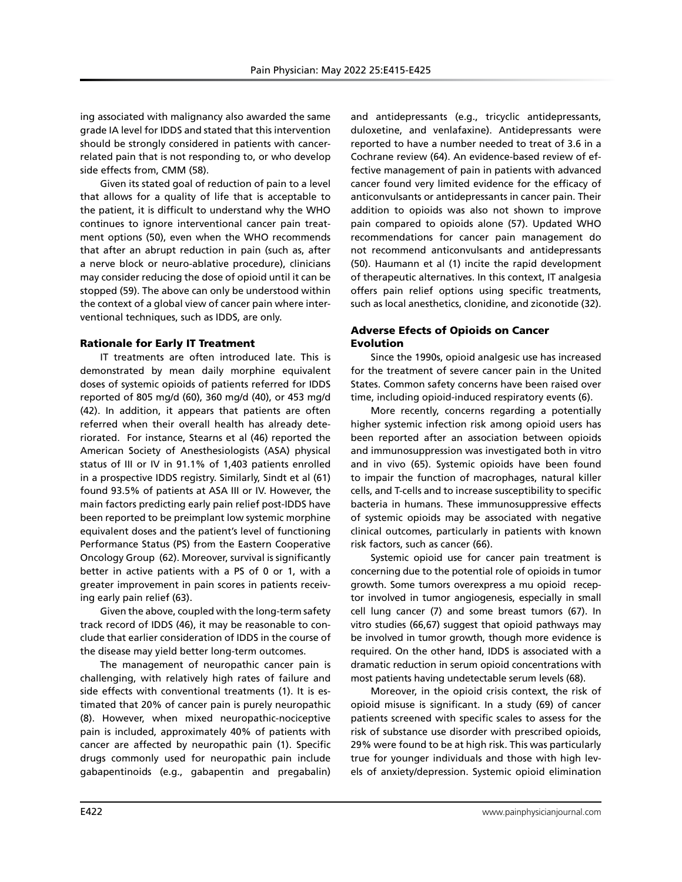ing associated with malignancy also awarded the same grade IA level for IDDS and stated that this intervention should be strongly considered in patients with cancer-related pain that is not responding to, or who develop side effects from, CMM (58).

Given its stated goal of reduction of pain to a level that allows for a quality of life that is acceptable to the patient, it is difficult to understand why the WHO continues to ignore interventional cancer pain treatment options (50), even when the WHO recommends that after an abrupt reduction in pain (such as, after a nerve block or neuro-ablative procedure), clinicians may consider reducing the dose of opioid until it can be stopped (59). The above can only be understood within the context of a global view of cancer pain where interventional techniques, such as IDDS, are only.

### Rationale for Early IT Treatment

IT treatments are often introduced late. This is demonstrated by mean daily morphine equivalent doses of systemic opioids of patients referred for IDDS reported of 805 mg/d (60), 360 mg/d (40), or 453 mg/d (42). In addition, it appears that patients are often referred when their overall health has already deteriorated. For instance, Stearns et al (46) reported the American Society of Anesthesiologists (ASA) physical status of III or IV in 91.1% of 1,403 patients enrolled in a prospective IDDS registry. Similarly, Sindt et al (61) found 93.5% of patients at ASA III or IV. However, the main factors predicting early pain relief post-IDDS have been reported to be preimplant low systemic morphine equivalent doses and the patient's level of functioning Performance Status (PS) from the Eastern Cooperative Oncology Group (62). Moreover, survival is significantly better in active patients with a PS of 0 or 1, with a greater improvement in pain scores in patients receiving early pain relief (63).

Given the above, coupled with the long-term safety track record of IDDS (46), it may be reasonable to conclude that earlier consideration of IDDS in the course of the disease may yield better long-term outcomes.

The management of neuropathic cancer pain is challenging, with relatively high rates of failure and side effects with conventional treatments (1). It is estimated that 20% of cancer pain is purely neuropathic (8). However, when mixed neuropathic-nociceptive pain is included, approximately 40% of patients with cancer are affected by neuropathic pain (1). Specific drugs commonly used for neuropathic pain include gabapentinoids (e.g., gabapentin and pregabalin) and antidepressants (e.g., tricyclic antidepressants, duloxetine, and venlafaxine). Antidepressants were reported to have a number needed to treat of 3.6 in a Cochrane review (64). An evidence-based review of effective management of pain in patients with advanced cancer found very limited evidence for the efficacy of anticonvulsants or antidepressants in cancer pain. Their addition to opioids was also not shown to improve pain compared to opioids alone (57). Updated WHO recommendations for cancer pain management do not recommend anticonvulsants and antidepressants (50). Haumann et al (1) incite the rapid development of therapeutic alternatives. In this context, IT analgesia offers pain relief options using specific treatments, such as local anesthetics, clonidine, and ziconotide (32).

### Adverse Efects of Opioids on Cancer Evolution

Since the 1990s, opioid analgesic use has increased for the treatment of severe cancer pain in the United States. Common safety concerns have been raised over time, including opioid-induced respiratory events (6).

More recently, concerns regarding a potentially higher systemic infection risk among opioid users has been reported after an association between opioids and immunosuppression was investigated both in vitro and in vivo (65). Systemic opioids have been found to impair the function of macrophages, natural killer cells, and T-cells and to increase susceptibility to specific bacteria in humans. These immunosuppressive effects of systemic opioids may be associated with negative clinical outcomes, particularly in patients with known risk factors, such as cancer (66).

Systemic opioid use for cancer pain treatment is concerning due to the potential role of opioids in tumor growth. Some tumors overexpress a mu opioid receptor involved in tumor angiogenesis, especially in small cell lung cancer (7) and some breast tumors (67). In vitro studies (66,67) suggest that opioid pathways may be involved in tumor growth, though more evidence is required. On the other hand, IDDS is associated with a dramatic reduction in serum opioid concentrations with most patients having undetectable serum levels (68).

Moreover, in the opioid crisis context, the risk of opioid misuse is significant. In a study (69) of cancer patients screened with specific scales to assess for the risk of substance use disorder with prescribed opioids, 29% were found to be at high risk. This was particularly true for younger individuals and those with high levels of anxiety/depression. Systemic opioid elimination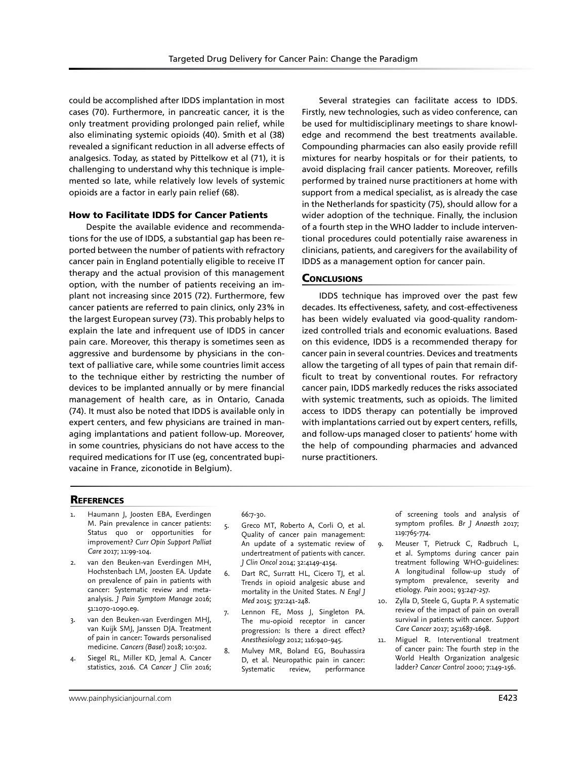could be accomplished after IDDS implantation in most cases (70). Furthermore, in pancreatic cancer, it is the only treatment providing prolonged pain relief, while also eliminating systemic opioids (40). Smith et al (38) revealed a significant reduction in all adverse effects of analgesics. Today, as stated by Pittelkow et al (71), it is challenging to understand why this technique is implemented so late, while relatively low levels of systemic opioids are a factor in early pain relief (68).

### How to Facilitate IDDS for Cancer Patients

Despite the available evidence and recommendations for the use of IDDS, a substantial gap has been reported between the number of patients with refractory cancer pain in England potentially eligible to receive IT therapy and the actual provision of this management option, with the number of patients receiving an implant not increasing since 2015 (72). Furthermore, few cancer patients are referred to pain clinics, only 23% in the largest European survey (73). This probably helps to explain the late and infrequent use of IDDS in cancer pain care. Moreover, this therapy is sometimes seen as aggressive and burdensome by physicians in the context of palliative care, while some countries limit access to the technique either by restricting the number of devices to be implanted annually or by mere financial management of health care, as in Ontario, Canada (74). It must also be noted that IDDS is available only in expert centers, and few physicians are trained in managing implantations and patient follow-up. Moreover, in some countries, physicians do not have access to the required medications for IT use (eg, concentrated bupivacaine in France, ziconotide in Belgium).

Several strategies can facilitate access to IDDS. Firstly, new technologies, such as video conference, can be used for multidisciplinary meetings to share knowledge and recommend the best treatments available. Compounding pharmacies can also easily provide refill mixtures for nearby hospitals or for their patients, to avoid displacing frail cancer patients. Moreover, refills performed by trained nurse practitioners at home with support from a medical specialist, as is already the case in the Netherlands for spasticity (75), should allow for a wider adoption of the technique. Finally, the inclusion of a fourth step in the WHO ladder to include interventional procedures could potentially raise awareness in clinicians, patients, and caregivers for the availability of IDDS as a management option for cancer pain.

## Conclusions

IDDS technique has improved over the past few decades. Its effectiveness, safety, and cost-effectiveness has been widely evaluated via good-quality randomized controlled trials and economic evaluations. Based on this evidence, IDDS is a recommended therapy for cancer pain in several countries. Devices and treatments allow the targeting of all types of pain that remain difficult to treat by conventional routes. For refractory cancer pain, IDDS markedly reduces the risks associated with systemic treatments, such as opioids. The limited access to IDDS therapy can potentially be improved with implantations carried out by expert centers, refills, and follow-ups managed closer to patients' home with the help of compounding pharmacies and advanced nurse practitioners.

## References

1. Haumann J, Joosten EBA, Everdingen M. Pain prevalence in cancer patients: Status quo or opportunities for improvement? *Curr Opin Support Palliat Care* 2017; 11:99-104.
2. van den Beuken-van Everdingen MH, Hochstenbach LM, Joosten EA. Update on prevalence of pain in patients with cancer: Systematic review and meta-analysis. *J Pain Symptom Manage* 2016; 51:1070-1090.e9.
3. van den Beuken-van Everdingen MHJ, van Kuijk SMJ, Janssen DJA. Treatment of pain in cancer: Towards personalised medicine. *Cancers (Basel)* 2018; 10:502.
4. Siegel RL, Miller KD, Jemal A. Cancer statistics, 2016. *CA Cancer J Clin* 2016; 66:7-30.
5. Greco MT, Roberto A, Corli O, et al. Quality of cancer pain management: An update of a systematic review of undertreatment of patients with cancer. *J Clin Oncol* 2014; 32:4149-4154.
6. Dart RC, Surratt HL, Cicero TJ, et al. Trends in opioid analgesic abuse and mortality in the United States. *N Engl J Med* 2015; 372:241-248.
7. Lennon FE, Moss J, Singleton PA. The mu-opioid receptor in cancer progression: Is there a direct effect? *Anesthesiology* 2012; 116:940-945.
8. Mulvey MR, Boland EG, Bouhassira D, et al. Neuropathic pain in cancer: Systematic review, performance of screening tools and analysis of symptom profiles. *Br J Anaesth* 2017; 119:765-774.
9. Meuser T, Pietruck C, Radbruch L, et al. Symptoms during cancer pain treatment following WHO-guidelines: A longitudinal follow-up study of symptom prevalence, severity and etiology. *Pain* 2001; 93:247-257.
10. Zylla D, Steele G, Gupta P. A systematic review of the impact of pain on overall survival in patients with cancer. *Support Care Cancer* 2017; 25:1687-1698.
11. Miguel R. Interventional treatment of cancer pain: The fourth step in the World Health Organization analgesic ladder? *Cancer Control* 2000; 7:149-156.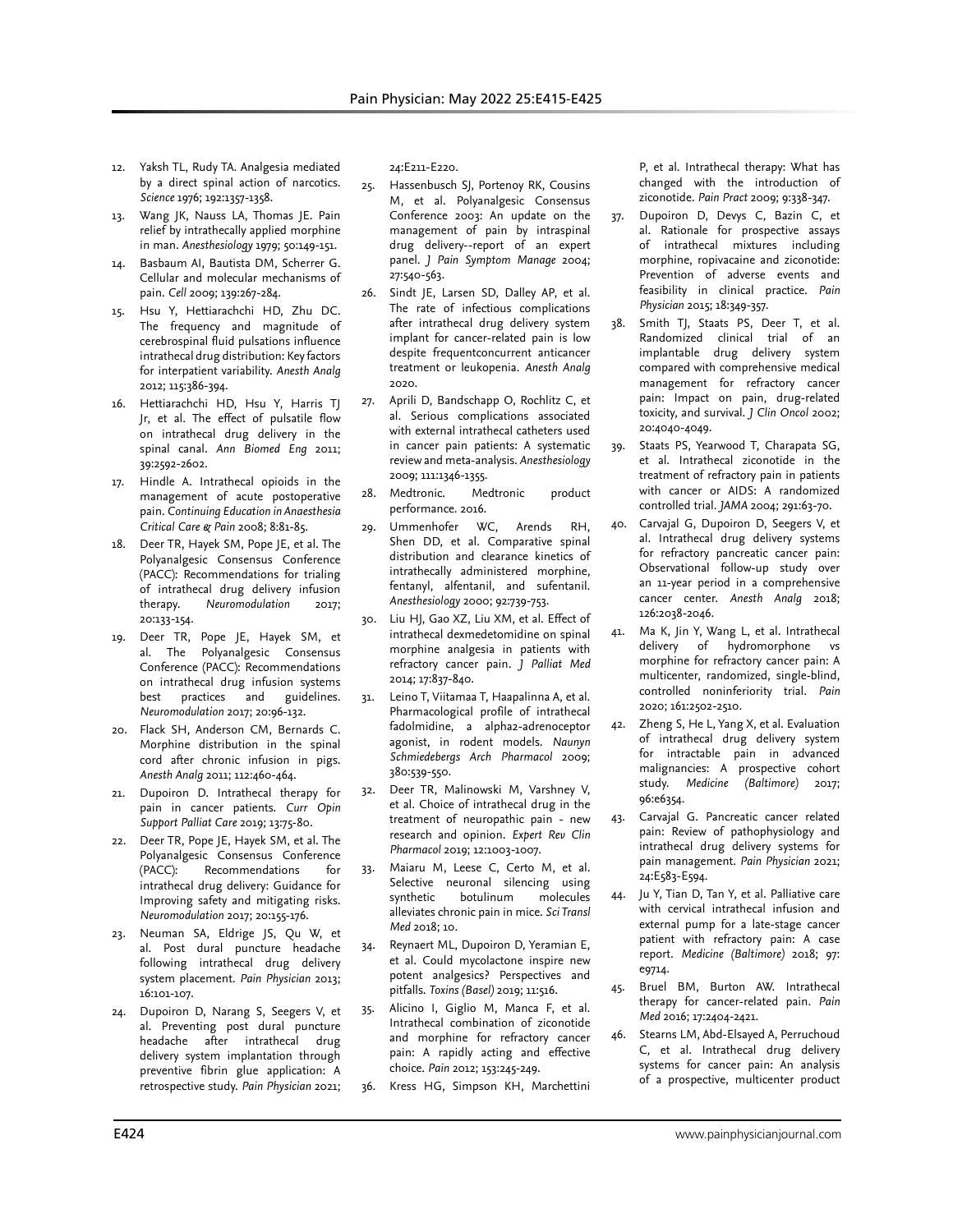12. Yaksh TL, Rudy TA. Analgesia mediated by a direct spinal action of narcotics. *Science* 1976; 192:1357-1358.
13. Wang JK, Nauss LA, Thomas JE. Pain relief by intrathecally applied morphine in man. *Anesthesiology* 1979; 50:149-151.
14. Basbaum AI, Bautista DM, Scherrer G. Cellular and molecular mechanisms of pain. *Cell* 2009; 139:267-284.
15. Hsu Y, Hettiarachchi HD, Zhu DC. The frequency and magnitude of cerebrospinal fluid pulsations influence intrathecal drug distribution: Key factors for interpatient variability. *Anesth Analg* 2012; 115:386-394.
16. Hettiarachchi HD, Hsu Y, Harris TJ Jr, et al. The effect of pulsatile flow on intrathecal drug delivery in the spinal canal. *Ann Biomed Eng* 2011; 39:2592-2602.
17. Hindle A. Intrathecal opioids in the management of acute postoperative pain. *Continuing Education in Anaesthesia Critical Care & Pain* 2008; 8:81-85.
18. Deer TR, Hayek SM, Pope JE, et al. The Polyanalgesic Consensus Conference (PACC): Recommendations for trialing of intrathecal drug delivery infusion therapy. *Neuromodulation* 2017; 20:133-154.
19. Deer TR, Pope JE, Hayek SM, et al. The Polyanalgesic Consensus Conference (PACC): Recommendations on intrathecal drug infusion systems best practices and guidelines. *Neuromodulation* 2017; 20:96-132.
20. Flack SH, Anderson CM, Bernards C. Morphine distribution in the spinal cord after chronic infusion in pigs. *Anesth Analg* 2011; 112:460-464.
21. Dupoiron D. Intrathecal therapy for pain in cancer patients. *Curr Opin Support Palliat Care* 2019; 13:75-80.
22. Deer TR, Pope JE, Hayek SM, et al. The Polyanalgesic Consensus Conference (PACC): Recommendations for intrathecal drug delivery: Guidance for Improving safety and mitigating risks. *Neuromodulation* 2017; 20:155-176.
23. Neuman SA, Eldrige JS, Qu W, et al. Post dural puncture headache following intrathecal drug delivery system placement. *Pain Physician* 2013; 16:101-107.
24. Dupoiron D, Narang S, Seegers V, et al. Preventing post dural puncture headache after intrathecal drug delivery system implantation through preventive fibrin glue application: A retrospective study. *Pain Physician* 2021; 24:E211-E220.
25. Hassenbusch SJ, Portenoy RK, Cousins M, et al. Polyanalgesic Consensus Conference 2003: An update on the management of pain by intraspinal drug delivery--report of an expert panel. *J Pain Symptom Manage* 2004; 27:540-563.
26. Sindt JE, Larsen SD, Dalley AP, et al. The rate of infectious complications after intrathecal drug delivery system implant for cancer-related pain is low despite frequentconcurrent anticancer treatment or leukopenia. *Anesth Analg* 2020.
27. Aprili D, Bandschapp O, Rochlitz C, et al. Serious complications associated with external intrathecal catheters used in cancer pain patients: A systematic review and meta-analysis. *Anesthesiology* 2009; 111:1346-1355.
28. Medtronic. Medtronic product performance. 2016.
29. Ummenhofer WC, Arends RH, Shen DD, et al. Comparative spinal distribution and clearance kinetics of intrathecally administered morphine, fentanyl, alfentanil, and sufentanil. *Anesthesiology* 2000; 92:739-753.
30. Liu HJ, Gao XZ, Liu XM, et al. Effect of intrathecal dexmedetomidine on spinal morphine analgesia in patients with refractory cancer pain. *J Palliat Med* 2014; 17:837-840.
31. Leino T, Viitamaa T, Haapalinna A, et al. Pharmacological profile of intrathecal fadolmidine, a alpha2-adrenoceptor agonist, in rodent models. *Naunyn Schmiedebergs Arch Pharmacol* 2009; 380:539-550.
32. Deer TR, Malinowski M, Varshney V, et al. Choice of intrathecal drug in the treatment of neuropathic pain - new research and opinion. *Expert Rev Clin Pharmacol* 2019; 12:1003-1007.
33. Maiaru M, Leese C, Certo M, et al. Selective neuronal silencing using synthetic botulinum molecules alleviates chronic pain in mice. *Sci Transl Med* 2018; 10.
34. Reynaert ML, Dupoiron D, Yeramian E, et al. Could mycolactone inspire new potent analgesics? Perspectives and pitfalls. *Toxins (Basel)* 2019; 11:516.
35. Alicino I, Giglio M, Manca F, et al. Intrathecal combination of ziconotide and morphine for refractory cancer pain: A rapidly acting and effective choice. *Pain* 2012; 153:245-249.
36. Kress HG, Simpson KH, Marchettini P, et al. Intrathecal therapy: What has changed with the introduction of ziconotide. *Pain Pract* 2009; 9:338-347.
37. Dupoiron D, Devys C, Bazin C, et al. Rationale for prospective assays of intrathecal mixtures including morphine, ropivacaine and ziconotide: Prevention of adverse events and feasibility in clinical practice. *Pain Physician* 2015; 18:349-357.
38. Smith TJ, Staats PS, Deer T, et al. Randomized clinical trial of an implantable drug delivery system compared with comprehensive medical management for refractory cancer pain: Impact on pain, drug-related toxicity, and survival. *J Clin Oncol* 2002; 20:4040-4049.
39. Staats PS, Yearwood T, Charapata SG, et al. Intrathecal ziconotide in the treatment of refractory pain in patients with cancer or AIDS: A randomized controlled trial. *JAMA* 2004; 291:63-70.
40. Carvajal G, Dupoiron D, Seegers V, et al. Intrathecal drug delivery systems for refractory pancreatic cancer pain: Observational follow-up study over an 11-year period in a comprehensive cancer center. *Anesth Analg* 2018; 126:2038-2046.
41. Ma K, Jin Y, Wang L, et al. Intrathecal delivery of hydromorphone vs morphine for refractory cancer pain: A multicenter, randomized, single-blind, controlled noninferiority trial. *Pain* 2020; 161:2502-2510.
42. Zheng S, He L, Yang X, et al. Evaluation of intrathecal drug delivery system for intractable pain in advanced malignancies: A prospective cohort study. *Medicine (Baltimore)* 2017; 96:e6354.
43. Carvajal G. Pancreatic cancer related pain: Review of pathophysiology and intrathecal drug delivery systems for pain management. *Pain Physician* 2021; 24:E583-E594.
44. Ju Y, Tian D, Tan Y, et al. Palliative care with cervical intrathecal infusion and external pump for a late-stage cancer patient with refractory pain: A case report. *Medicine (Baltimore)* 2018; 97: e9714.
45. Bruel BM, Burton AW. Intrathecal therapy for cancer-related pain. *Pain Med* 2016; 17:2404-2421.
46. Stearns LM, Abd-Elsayed A, Perruchoud C, et al. Intrathecal drug delivery systems for cancer pain: An analysis of a prospective, multicenter product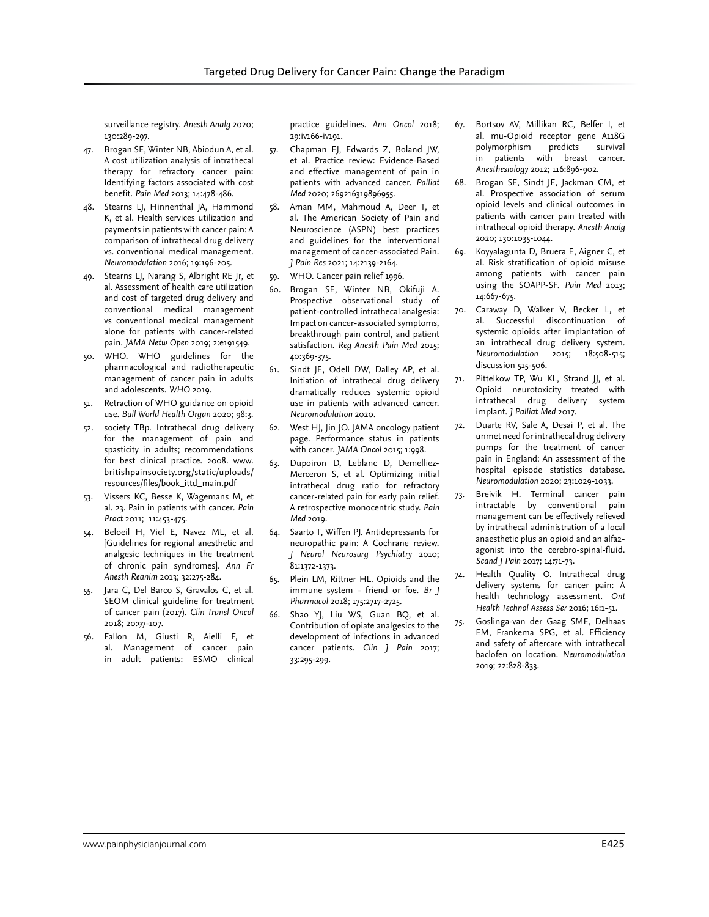surveillance registry. *Anesth Analg* 2020; 130:289-297.

47. Brogan SE, Winter NB, Abiodun A, et al. A cost utilization analysis of intrathecal therapy for refractory cancer pain: Identifying factors associated with cost benefit. *Pain Med* 2013; 14:478-486.
48. Stearns LJ, Hinnenthal JA, Hammond K, et al. Health services utilization and payments in patients with cancer pain: A comparison of intrathecal drug delivery vs. conventional medical management. *Neuromodulation* 2016; 19:196-205.
49. Stearns LJ, Narang S, Albright RE Jr, et al. Assessment of health care utilization and cost of targeted drug delivery and conventional medical management vs conventional medical management alone for patients with cancer-related pain. *JAMA Netw Open* 2019; 2:e191549.
50. WHO. WHO guidelines for the pharmacological and radiotherapeutic management of cancer pain in adults and adolescents. *WHO* 2019.
51. Retraction of WHO guidance on opioid use. *Bull World Health Organ* 2020; 98:3.
52. society TBp. Intrathecal drug delivery for the management of pain and spasticity in adults; recommendations for best clinical practice. 2008. www.britishpainsociety.org/static/uploads/resources/files/book_ittd_main.pdf
53. Vissers KC, Besse K, Wagemans M, et al. 23. Pain in patients with cancer. *Pain Pract* 2011; 11:453-475.
54. Beloeil H, Viel E, Navez ML, et al. [Guidelines for regional anesthetic and analgesic techniques in the treatment of chronic pain syndromes]. *Ann Fr Anesth Reanim* 2013; 32:275-284.
55. Jara C, Del Barco S, Gravalos C, et al. SEOM clinical guideline for treatment of cancer pain (2017). *Clin Transl Oncol* 2018; 20:97-107.
56. Fallon M, Giusti R, Aielli F, et al. Management of cancer pain in adult patients: ESMO clinical practice guidelines. *Ann Oncol* 2018; 29:iv166-iv191.
57. Chapman EJ, Edwards Z, Boland JW, et al. Practice review: Evidence-Based and effective management of pain in patients with advanced cancer. *Palliat Med* 2020; 269216319896955.
58. Aman MM, Mahmoud A, Deer T, et al. The American Society of Pain and Neuroscience (ASPN) best practices and guidelines for the interventional management of cancer-associated Pain. *J Pain Res* 2021; 14:2139-2164.
59. WHO. Cancer pain relief 1996.
60. Brogan SE, Winter NB, Okifuji A. Prospective observational study of patient-controlled intrathecal analgesia: Impact on cancer-associated symptoms, breakthrough pain control, and patient satisfaction. *Reg Anesth Pain Med* 2015; 40:369-375.
61. Sindt JE, Odell DW, Dalley AP, et al. Initiation of intrathecal drug delivery dramatically reduces systemic opioid use in patients with advanced cancer. *Neuromodulation* 2020.
62. West HJ, Jin JO. JAMA oncology patient page. Performance status in patients with cancer. *JAMA Oncol* 2015; 1:998.
63. Dupoiron D, Leblanc D, Demelliez-Merceron S, et al. Optimizing initial intrathecal drug ratio for refractory cancer-related pain for early pain relief. A retrospective monocentric study. *Pain Med* 2019.
64. Saarto T, Wiffen PJ. Antidepressants for neuropathic pain: A Cochrane review. *J Neurol Neurosurg Psychiatry* 2010; 81:1372-1373.
65. Plein LM, Rittner HL. Opioids and the immune system - friend or foe. *Br J Pharmacol* 2018; 175:2717-2725.
66. Shao YJ, Liu WS, Guan BQ, et al. Contribution of opiate analgesics to the development of infections in advanced cancer patients. *Clin J Pain* 2017; 33:295-299.
67. Bortsov AV, Millikan RC, Belfer I, et al. mu-Opioid receptor gene A118G polymorphism predicts survival in patients with breast cancer. *Anesthesiology* 2012; 116:896-902.
68. Brogan SE, Sindt JE, Jackman CM, et al. Prospective association of serum opioid levels and clinical outcomes in patients with cancer pain treated with intrathecal opioid therapy. *Anesth Analg* 2020; 130:1035-1044.
69. Koyyalagunta D, Bruera E, Aigner C, et al. Risk stratification of opioid misuse among patients with cancer pain using the SOAPP-SF. *Pain Med* 2013; 14:667-675.
70. Caraway D, Walker V, Becker L, et al. Successful discontinuation of systemic opioids after implantation of an intrathecal drug delivery system. *Neuromodulation* 2015; 18:508-515; discussion 515-506.
71. Pittelkow TP, Wu KL, Strand JJ, et al. Opioid neurotoxicity treated with intrathecal drug delivery system implant. *J Palliat Med* 2017.
72. Duarte RV, Sale A, Desai P, et al. The unmet need for intrathecal drug delivery pumps for the treatment of cancer pain in England: An assessment of the hospital episode statistics database. *Neuromodulation* 2020; 23:1029-1033.
73. Breivik H. Terminal cancer pain intractable by conventional pain management can be effectively relieved by intrathecal administration of a local anaesthetic plus an opioid and an alfa2-agonist into the cerebro-spinal-fluid. *Scand J Pain* 2017; 14:71-73.
74. Health Quality O. Intrathecal drug delivery systems for cancer pain: A health technology assessment. *Ont Health Technol Assess Ser* 2016; 16:1-51.
75. Goslinga-van der Gaag SME, Delhaas EM, Frankema SPG, et al. Efficiency and safety of aftercare with intrathecal baclofen on location. *Neuromodulation* 2019; 22:828-833.